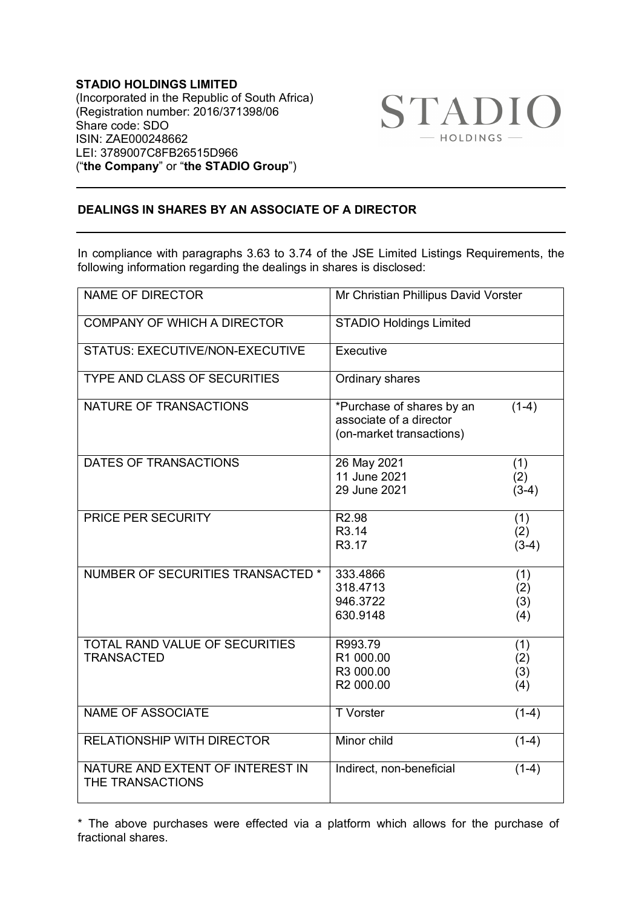**STADIO HOLDINGS LIMITED**
(Incorporated in the Republic of South Africa)
(Registration number: 2016/371398/06
Share code: SDO
ISIN: ZAE000248662
LEI: 3789007C8FB26515D966
("**the Company**" or "**the STADIO Group**")

## DEALINGS IN SHARES BY AN ASSOCIATE OF A DIRECTOR

In compliance with paragraphs 3.63 to 3.74 of the JSE Limited Listings Requirements, the following information regarding the dealings in shares is disclosed:

| | | |
|---|---|---|
| NAME OF DIRECTOR | Mr Christian Phillipus David Vorster | |
| COMPANY OF WHICH A DIRECTOR | STADIO Holdings Limited | |
| STATUS: EXECUTIVE/NON-EXECUTIVE | Executive | |
| TYPE AND CLASS OF SECURITIES | Ordinary shares | |
| NATURE OF TRANSACTIONS | *Purchase of shares by an associate of a director (on-market transactions) | (1-4) |
| DATES OF TRANSACTIONS | 26 May 2021<br>11 June 2021<br>29 June 2021 | (1)<br>(2)<br>(3-4) |
| PRICE PER SECURITY | R2.98<br>R3.14<br>R3.17 | (1)<br>(2)<br>(3-4) |
| NUMBER OF SECURITIES TRANSACTED * | 333.4866<br>318.4713<br>946.3722<br>630.9148 | (1)<br>(2)<br>(3)<br>(4) |
| TOTAL RAND VALUE OF SECURITIES TRANSACTED | R993.79<br>R1 000.00<br>R3 000.00<br>R2 000.00 | (1)<br>(2)<br>(3)<br>(4) |
| NAME OF ASSOCIATE | T Vorster | (1-4) |
| RELATIONSHIP WITH DIRECTOR | Minor child | (1-4) |
| NATURE AND EXTENT OF INTEREST IN THE TRANSACTIONS | Indirect, non-beneficial | (1-4) |

* The above purchases were effected via a platform which allows for the purchase of fractional shares.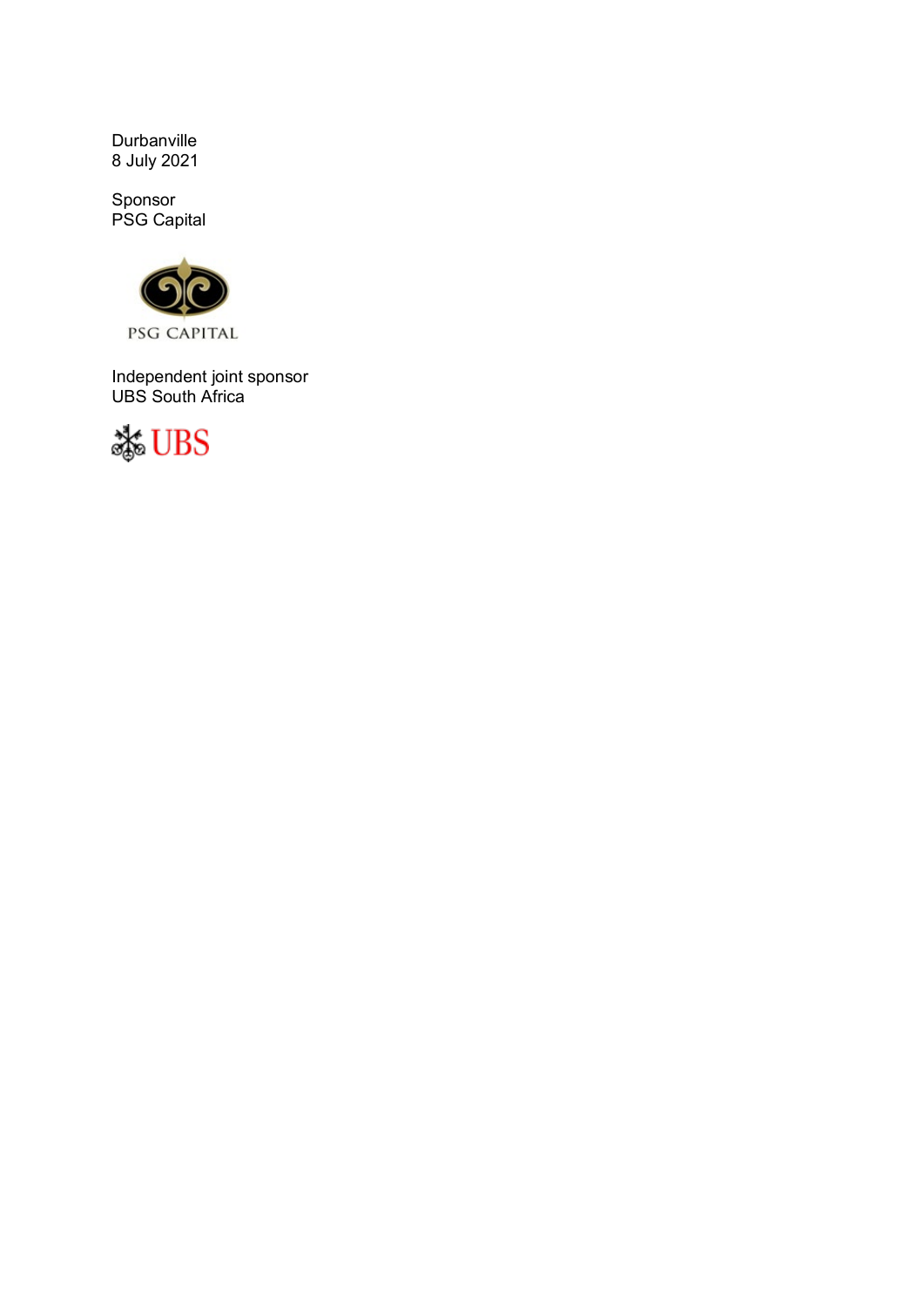Durbanville
8 July 2021

Sponsor
PSG Capital

PSG CAPITAL

Independent joint sponsor
UBS South Africa

UBS